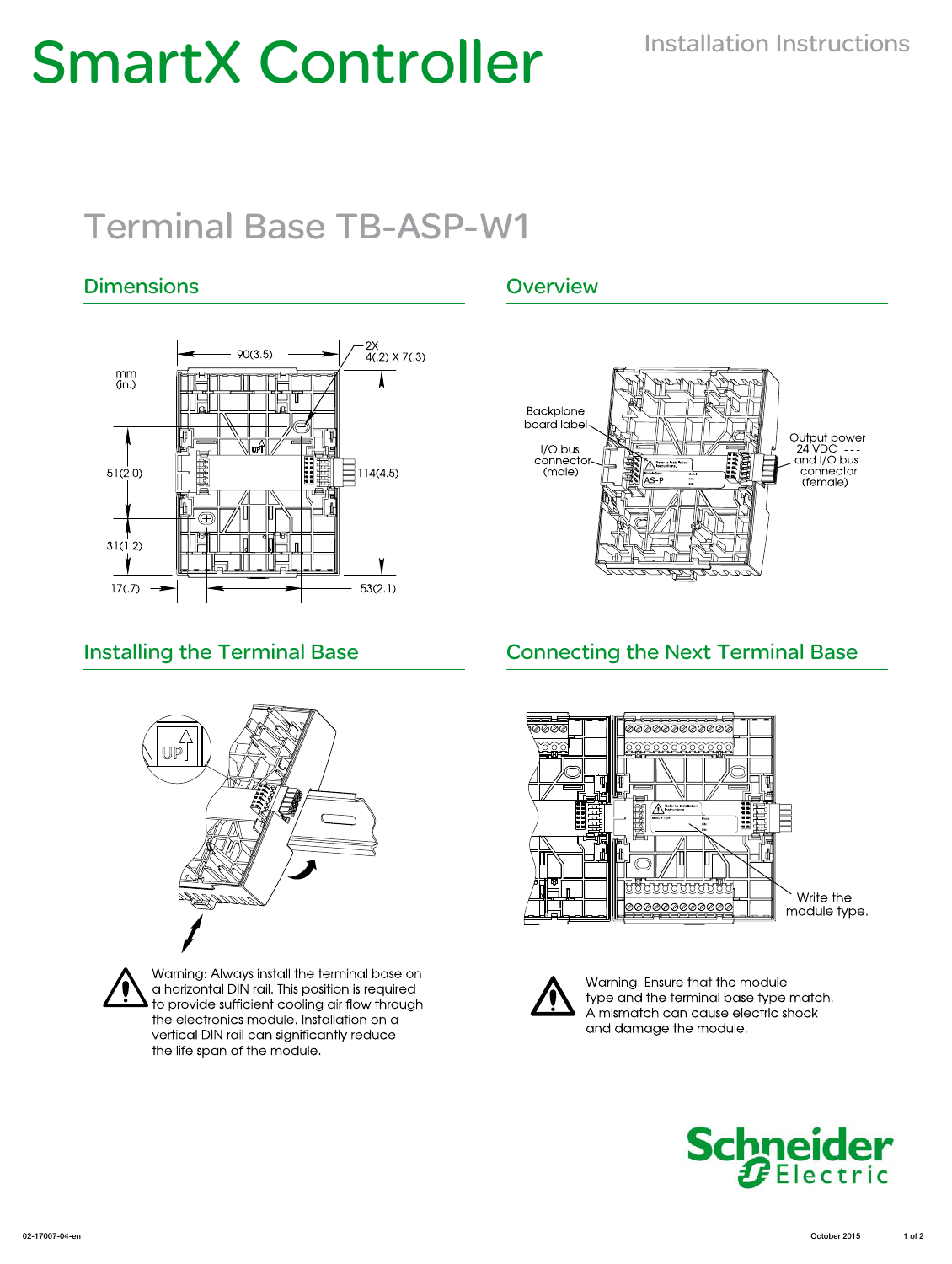# SmartX Controller

Installation Instructions

## Terminal Base TB-ASP-W1

### Dimensions

mm (in.)

90(3.5)

2X 4(.2) X 7(.3)

51(2.0)

114(4.5)

31(1.2)

17(.7)

53(2.1)

### Overview

Backplane board label

I/O bus connector (male)

Output power 24 VDC and I/O bus connector (female)

### Installing the Terminal Base

UP

Warning: Always install the terminal base on a horizontal DIN rail. This position is required to provide sufficient cooling air flow through the electronics module. Installation on a vertical DIN rail can significantly reduce the life span of the module.

### Connecting the Next Terminal Base

Write the module type.

Warning: Ensure that the module type and the terminal base type match. A mismatch can cause electric shock and damage the module.

02-17007-04-en October 2015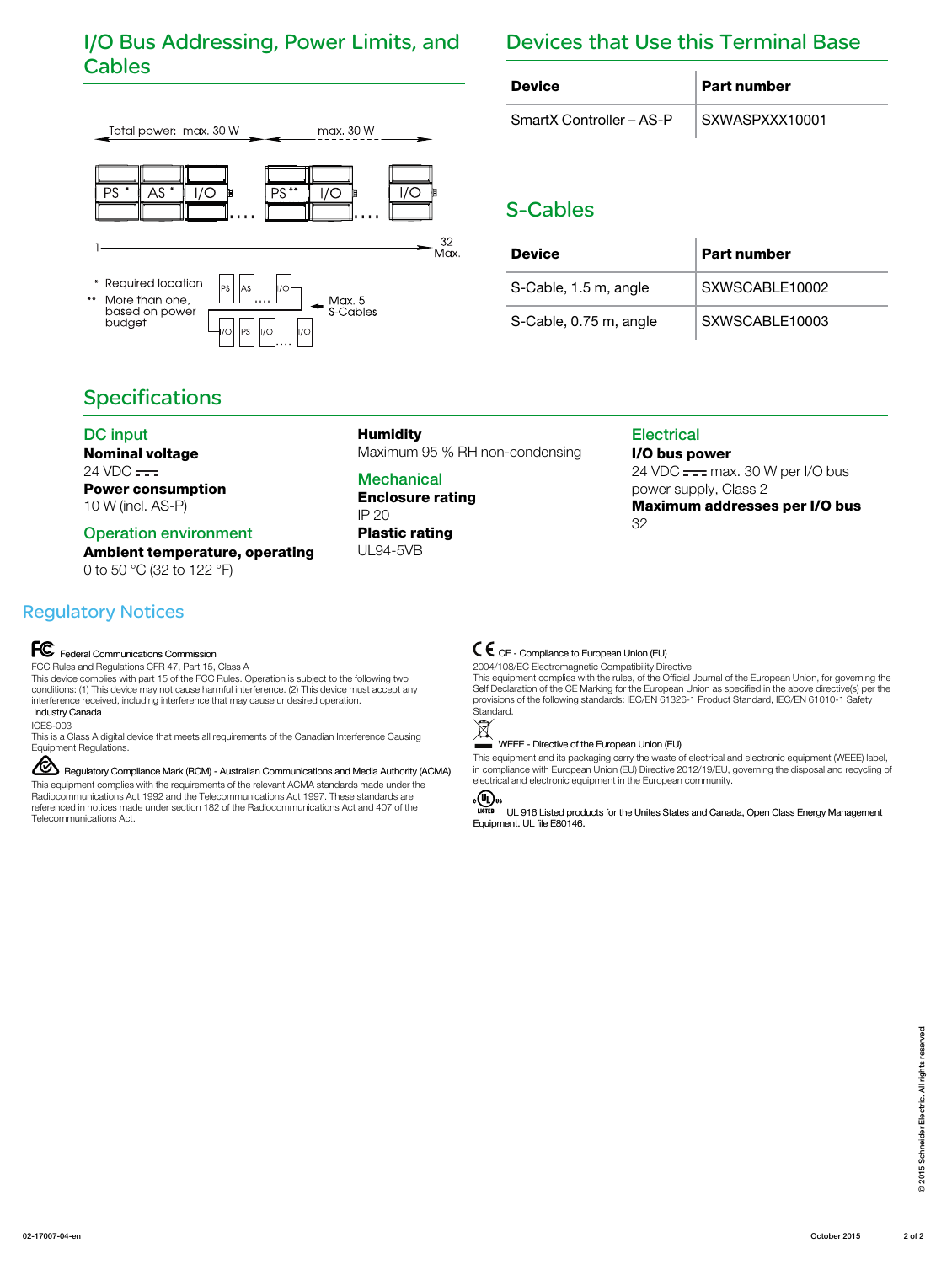## I/O Bus Addressing, Power Limits, and Cables

Total power: max. 30 W

max. 30 W

PS * AS * I/O .... PS ** I/O .... I/O

1

32 Max.

\* Required location

\*\* More than one, based on power budget

PS AS .... I/O

I/O PS I/O .... I/O

Max. 5 S-Cables

## Devices that Use this Terminal Base

| Device | Part number |
|---|---|
| SmartX Controller – AS-P | SXWASPXXX10001 |

## S-Cables

| Device | Part number |
|---|---|
| S-Cable, 1.5 m, angle | SXWSCABLE10002 |
| S-Cable, 0.75 m, angle | SXWSCABLE10003 |

## Specifications

### DC input

**Nominal voltage**

24 VDC ⎓

**Power consumption**

10 W (incl. AS-P)

### Operation environment

**Ambient temperature, operating**

0 to 50 °C (32 to 122 °F)

**Humidity**

Maximum 95 % RH non-condensing

### Mechanical

**Enclosure rating**

IP 20

**Plastic rating**

UL94-5VB

### Electrical

**I/O bus power**

24 VDC ⎓ max. 30 W per I/O bus power supply, Class 2

**Maximum addresses per I/O bus**

32

## Regulatory Notices

**Federal Communications Commission**

FCC Rules and Regulations CFR 47, Part 15, Class A

This device complies with part 15 of the FCC Rules. Operation is subject to the following two conditions: (1) This device may not cause harmful interference. (2) This device must accept any interference received, including interference that may cause undesired operation.

**Industry Canada**

ICES-003

This is a Class A digital device that meets all requirements of the Canadian Interference Causing Equipment Regulations.

**Regulatory Compliance Mark (RCM) - Australian Communications and Media Authority (ACMA)**

This equipment complies with the requirements of the relevant ACMA standards made under the Radiocommunications Act 1992 and the Telecommunications Act 1997. These standards are referenced in notices made under section 182 of the Radiocommunications Act and 407 of the Telecommunications Act.

**CE - Compliance to European Union (EU)**

2004/108/EC Electromagnetic Compatibility Directive

This equipment complies with the rules, of the Official Journal of the European Union, for governing the Self Declaration of the CE Marking for the European Union as specified in the above directive(s) per the provisions of the following standards: IEC/EN 61326-1 Product Standard, IEC/EN 61010-1 Safety Standard.

**WEEE - Directive of the European Union (EU)**

This equipment and its packaging carry the waste of electrical and electronic equipment (WEEE) label, in compliance with European Union (EU) Directive 2012/19/EU, governing the disposal and recycling of electrical and electronic equipment in the European community.

UL 916 Listed products for the Unites States and Canada, Open Class Energy Management Equipment. UL file E80146.

© 2015 Schneider Electric. All rights reserved.

02-17007-04-en

October 2015